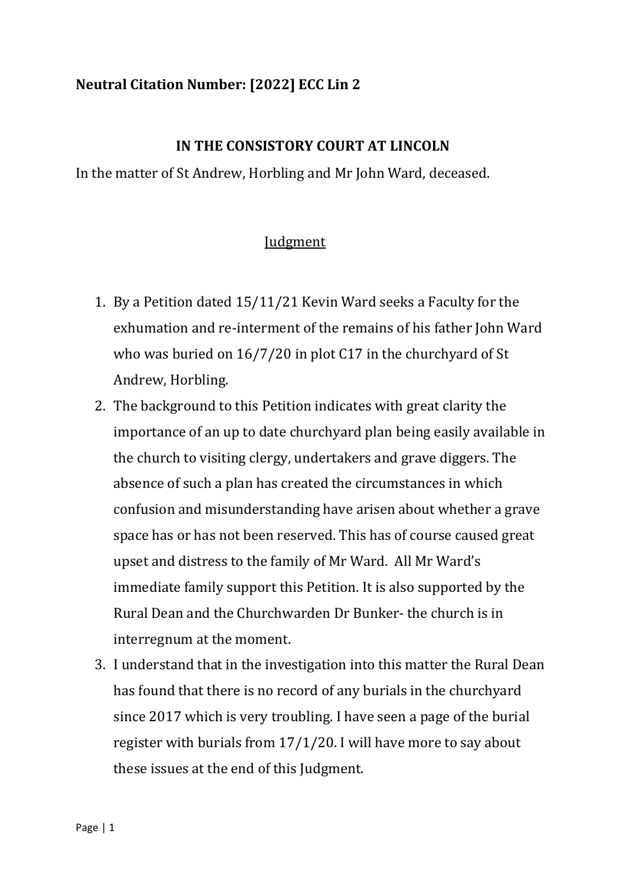**Neutral Citation Number: [2022] ECC Lin 2**

**IN THE CONSISTORY COURT AT LINCOLN**

In the matter of St Andrew, Horbling and Mr John Ward, deceased.

Judgment

1. By a Petition dated 15/11/21 Kevin Ward seeks a Faculty for the exhumation and re-interment of the remains of his father John Ward who was buried on 16/7/20 in plot C17 in the churchyard of St Andrew, Horbling.
2. The background to this Petition indicates with great clarity the importance of an up to date churchyard plan being easily available in the church to visiting clergy, undertakers and grave diggers. The absence of such a plan has created the circumstances in which confusion and misunderstanding have arisen about whether a grave space has or has not been reserved. This has of course caused great upset and distress to the family of Mr Ward. All Mr Ward's immediate family support this Petition. It is also supported by the Rural Dean and the Churchwarden Dr Bunker- the church is in interregnum at the moment.
3. I understand that in the investigation into this matter the Rural Dean has found that there is no record of any burials in the churchyard since 2017 which is very troubling. I have seen a page of the burial register with burials from 17/1/20. I will have more to say about these issues at the end of this Judgment.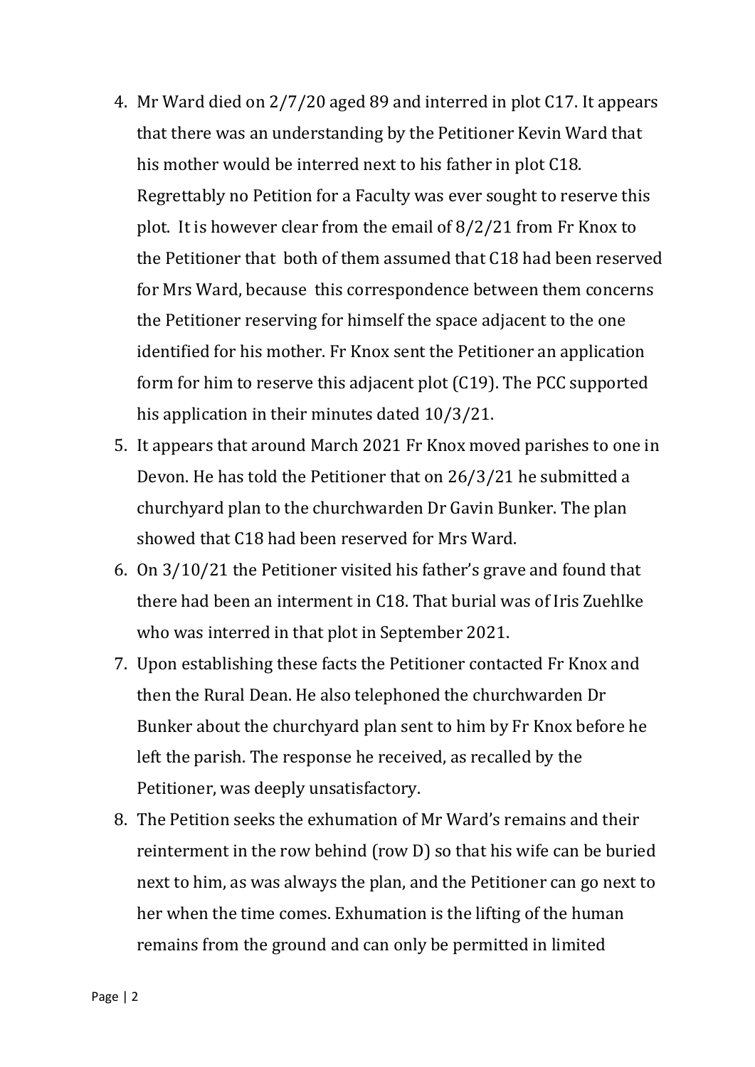4. Mr Ward died on 2/7/20 aged 89 and interred in plot C17. It appears that there was an understanding by the Petitioner Kevin Ward that his mother would be interred next to his father in plot C18. Regrettably no Petition for a Faculty was ever sought to reserve this plot. It is however clear from the email of 8/2/21 from Fr Knox to the Petitioner that both of them assumed that C18 had been reserved for Mrs Ward, because this correspondence between them concerns the Petitioner reserving for himself the space adjacent to the one identified for his mother. Fr Knox sent the Petitioner an application form for him to reserve this adjacent plot (C19). The PCC supported his application in their minutes dated 10/3/21.
5. It appears that around March 2021 Fr Knox moved parishes to one in Devon. He has told the Petitioner that on 26/3/21 he submitted a churchyard plan to the churchwarden Dr Gavin Bunker. The plan showed that C18 had been reserved for Mrs Ward.
6. On 3/10/21 the Petitioner visited his father's grave and found that there had been an interment in C18. That burial was of Iris Zuehlke who was interred in that plot in September 2021.
7. Upon establishing these facts the Petitioner contacted Fr Knox and then the Rural Dean. He also telephoned the churchwarden Dr Bunker about the churchyard plan sent to him by Fr Knox before he left the parish. The response he received, as recalled by the Petitioner, was deeply unsatisfactory.
8. The Petition seeks the exhumation of Mr Ward's remains and their reinterment in the row behind (row D) so that his wife can be buried next to him, as was always the plan, and the Petitioner can go next to her when the time comes. Exhumation is the lifting of the human remains from the ground and can only be permitted in limited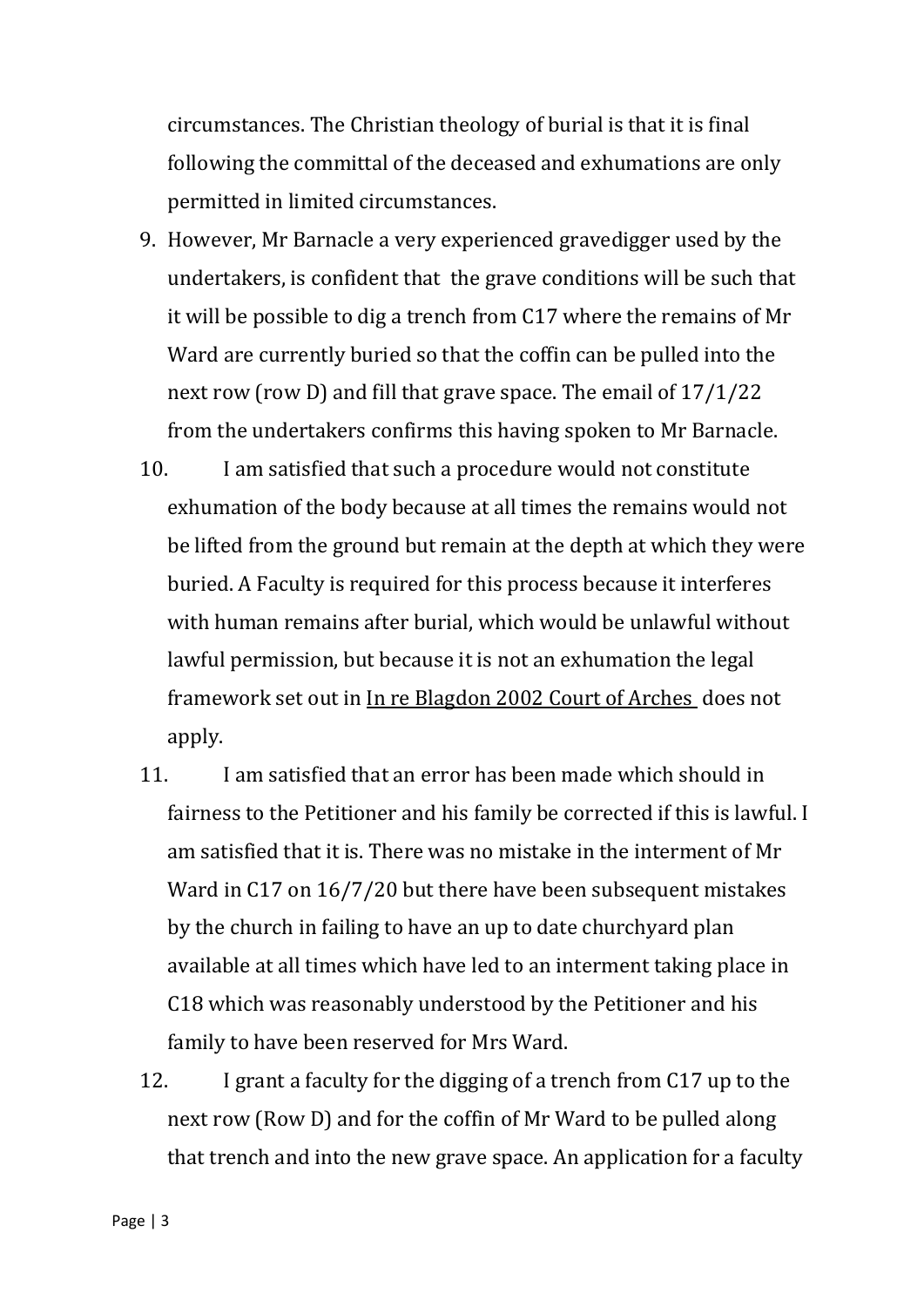circumstances. The Christian theology of burial is that it is final following the committal of the deceased and exhumations are only permitted in limited circumstances.

9. However, Mr Barnacle a very experienced gravedigger used by the undertakers, is confident that the grave conditions will be such that it will be possible to dig a trench from C17 where the remains of Mr Ward are currently buried so that the coffin can be pulled into the next row (row D) and fill that grave space. The email of 17/1/22 from the undertakers confirms this having spoken to Mr Barnacle.

10. I am satisfied that such a procedure would not constitute exhumation of the body because at all times the remains would not be lifted from the ground but remain at the depth at which they were buried. A Faculty is required for this process because it interferes with human remains after burial, which would be unlawful without lawful permission, but because it is not an exhumation the legal framework set out in <u>In re Blagdon 2002 Court of Arches</u> does not apply.

11. I am satisfied that an error has been made which should in fairness to the Petitioner and his family be corrected if this is lawful. I am satisfied that it is. There was no mistake in the interment of Mr Ward in C17 on 16/7/20 but there have been subsequent mistakes by the church in failing to have an up to date churchyard plan available at all times which have led to an interment taking place in C18 which was reasonably understood by the Petitioner and his family to have been reserved for Mrs Ward.

12. I grant a faculty for the digging of a trench from C17 up to the next row (Row D) and for the coffin of Mr Ward to be pulled along that trench and into the new grave space. An application for a faculty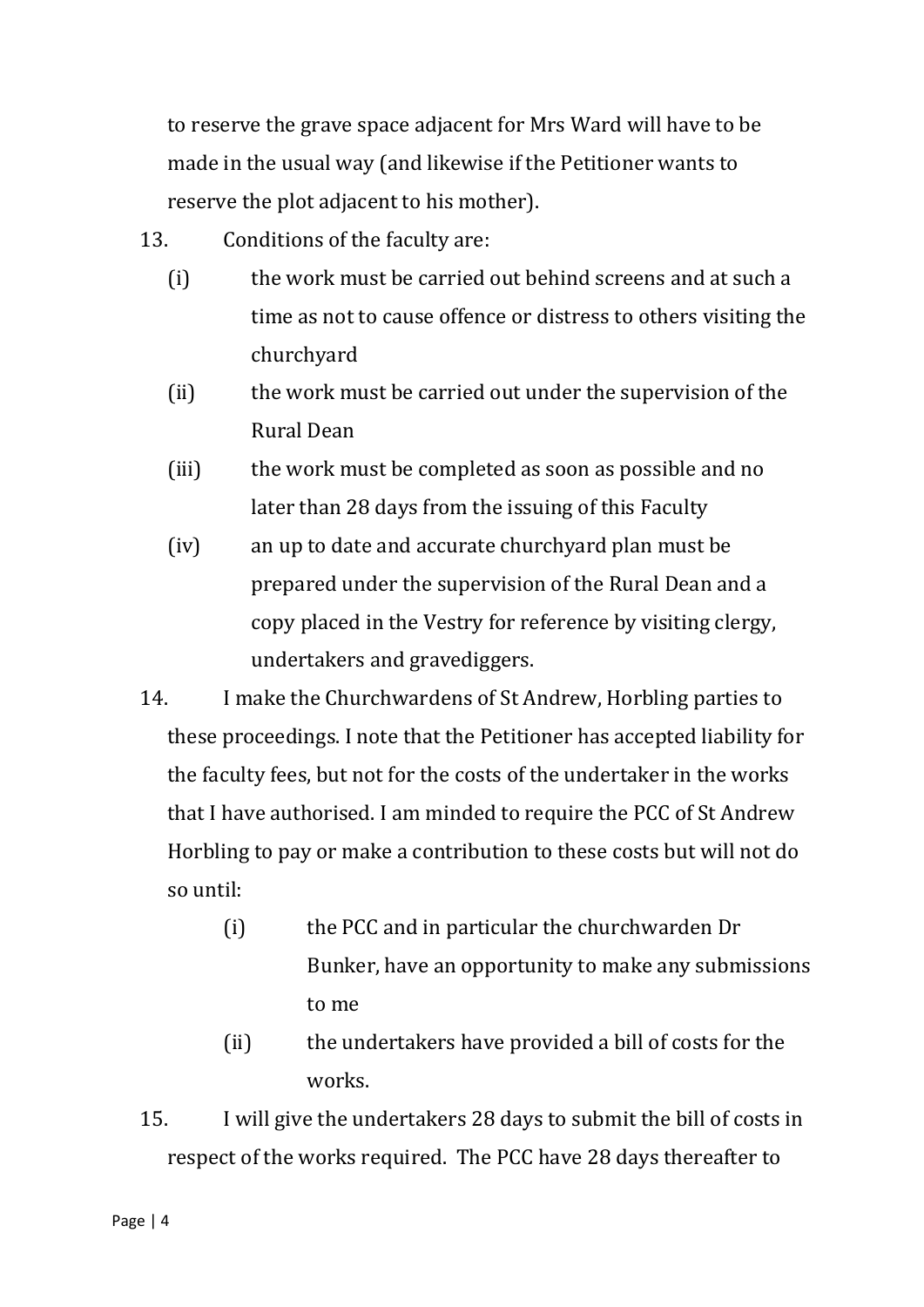to reserve the grave space adjacent for Mrs Ward will have to be made in the usual way (and likewise if the Petitioner wants to reserve the plot adjacent to his mother).

13. Conditions of the faculty are:

    (i) the work must be carried out behind screens and at such a time as not to cause offence or distress to others visiting the churchyard

    (ii) the work must be carried out under the supervision of the Rural Dean

    (iii) the work must be completed as soon as possible and no later than 28 days from the issuing of this Faculty

    (iv) an up to date and accurate churchyard plan must be prepared under the supervision of the Rural Dean and a copy placed in the Vestry for reference by visiting clergy, undertakers and gravediggers.

14. I make the Churchwardens of St Andrew, Horbling parties to these proceedings. I note that the Petitioner has accepted liability for the faculty fees, but not for the costs of the undertaker in the works that I have authorised. I am minded to require the PCC of St Andrew Horbling to pay or make a contribution to these costs but will not do so until:

    (i) the PCC and in particular the churchwarden Dr Bunker, have an opportunity to make any submissions to me

    (ii) the undertakers have provided a bill of costs for the works.

15. I will give the undertakers 28 days to submit the bill of costs in respect of the works required. The PCC have 28 days thereafter to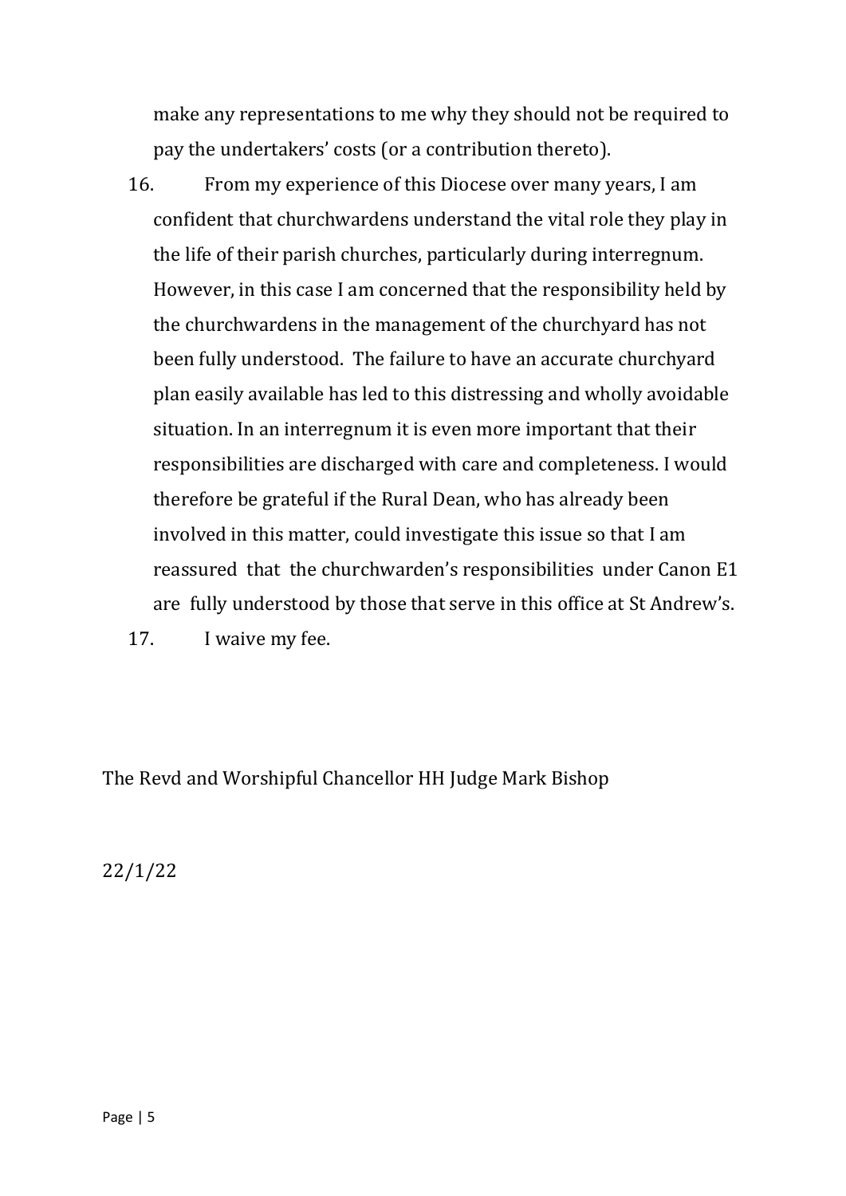make any representations to me why they should not be required to pay the undertakers' costs (or a contribution thereto).

16. From my experience of this Diocese over many years, I am confident that churchwardens understand the vital role they play in the life of their parish churches, particularly during interregnum. However, in this case I am concerned that the responsibility held by the churchwardens in the management of the churchyard has not been fully understood. The failure to have an accurate churchyard plan easily available has led to this distressing and wholly avoidable situation. In an interregnum it is even more important that their responsibilities are discharged with care and completeness. I would therefore be grateful if the Rural Dean, who has already been involved in this matter, could investigate this issue so that I am reassured that the churchwarden's responsibilities under Canon E1 are fully understood by those that serve in this office at St Andrew's.

17. I waive my fee.

The Revd and Worshipful Chancellor HH Judge Mark Bishop

22/1/22